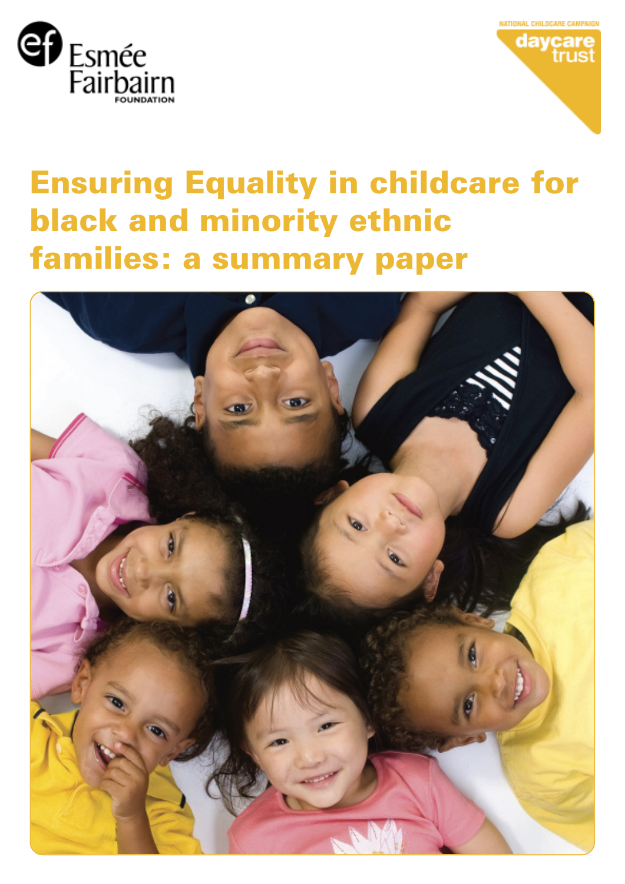Esmée Fairbairn FOUNDATION

NATIONAL CHILDCARE CAMPAIGN daycare trust

# Ensuring Equality in childcare for black and minority ethnic families: a summary paper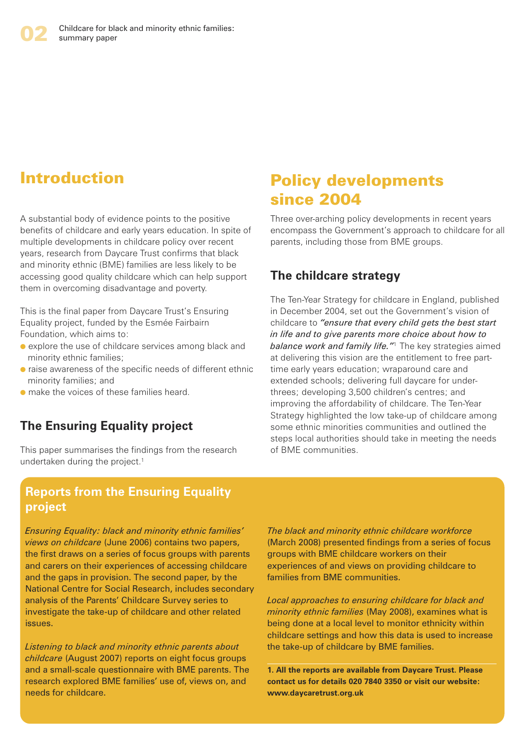## Introduction

A substantial body of evidence points to the positive benefits of childcare and early years education. In spite of multiple developments in childcare policy over recent years, research from Daycare Trust confirms that black and minority ethnic (BME) families are less likely to be accessing good quality childcare which can help support them in overcoming disadvantage and poverty.

This is the final paper from Daycare Trust's Ensuring Equality project, funded by the Esmée Fairbairn Foundation, which aims to:

- explore the use of childcare services among black and minority ethnic families;
- raise awareness of the specific needs of different ethnic minority families; and
- make the voices of these families heard.

### The Ensuring Equality project

This paper summarises the findings from the research undertaken during the project.[1]

## Policy developments since 2004

Three over-arching policy developments in recent years encompass the Government's approach to childcare for all parents, including those from BME groups.

### The childcare strategy

The Ten-Year Strategy for childcare in England, published in December 2004, set out the Government's vision of childcare to *"ensure that every child gets the best start in life and to give parents more choice about how to balance work and family life."*[1] The key strategies aimed at delivering this vision are the entitlement to free part-time early years education; wraparound care and extended schools; delivering full daycare for under-threes; developing 3,500 children's centres; and improving the affordability of childcare. The Ten-Year Strategy highlighted the low take-up of childcare among some ethnic minorities communities and outlined the steps local authorities should take in meeting the needs of BME communities.

### Reports from the Ensuring Equality project

*Ensuring Equality: black and minority ethnic families' views on childcare* (June 2006) contains two papers, the first draws on a series of focus groups with parents and carers on their experiences of accessing childcare and the gaps in provision. The second paper, by the National Centre for Social Research, includes secondary analysis of the Parents' Childcare Survey series to investigate the take-up of childcare and other related issues.

*Listening to black and minority ethnic parents about childcare* (August 2007) reports on eight focus groups and a small-scale questionnaire with BME parents. The research explored BME families' use of, views on, and needs for childcare.

*The black and minority ethnic childcare workforce* (March 2008) presented findings from a series of focus groups with BME childcare workers on their experiences of and views on providing childcare to families from BME communities.

*Local approaches to ensuring childcare for black and minority ethnic families* (May 2008), examines what is being done at a local level to monitor ethnicity within childcare settings and how this data is used to increase the take-up of childcare by BME families.

**1. All the reports are available from Daycare Trust. Please contact us for details 020 7840 3350 or visit our website: www.daycaretrust.org.uk**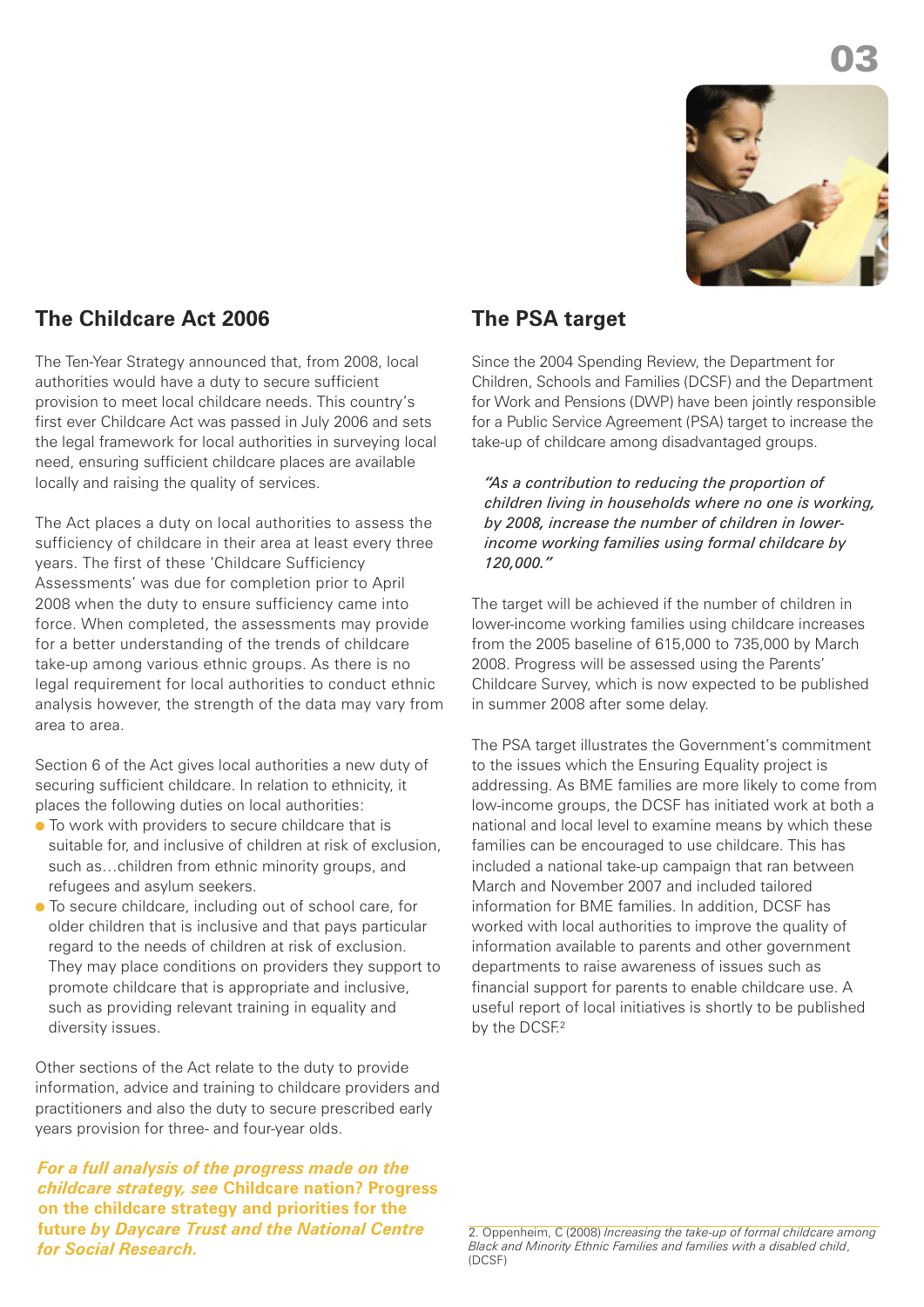## The Childcare Act 2006

The Ten-Year Strategy announced that, from 2008, local authorities would have a duty to secure sufficient provision to meet local childcare needs. This country's first ever Childcare Act was passed in July 2006 and sets the legal framework for local authorities in surveying local need, ensuring sufficient childcare places are available locally and raising the quality of services.

The Act places a duty on local authorities to assess the sufficiency of childcare in their area at least every three years. The first of these 'Childcare Sufficiency Assessments' was due for completion prior to April 2008 when the duty to ensure sufficiency came into force. When completed, the assessments may provide for a better understanding of the trends of childcare take-up among various ethnic groups. As there is no legal requirement for local authorities to conduct ethnic analysis however, the strength of the data may vary from area to area.

Section 6 of the Act gives local authorities a new duty of securing sufficient childcare. In relation to ethnicity, it places the following duties on local authorities:

- To work with providers to secure childcare that is suitable for, and inclusive of children at risk of exclusion, such as…children from ethnic minority groups, and refugees and asylum seekers.
- To secure childcare, including out of school care, for older children that is inclusive and that pays particular regard to the needs of children at risk of exclusion. They may place conditions on providers they support to promote childcare that is appropriate and inclusive, such as providing relevant training in equality and diversity issues.

Other sections of the Act relate to the duty to provide information, advice and training to childcare providers and practitioners and also the duty to secure prescribed early years provision for three- and four-year olds.

***For a full analysis of the progress made on the childcare strategy, see* Childcare nation? Progress on the childcare strategy and priorities for the future *by Daycare Trust and the National Centre for Social Research.***

## The PSA target

Since the 2004 Spending Review, the Department for Children, Schools and Families (DCSF) and the Department for Work and Pensions (DWP) have been jointly responsible for a Public Service Agreement (PSA) target to increase the take-up of childcare among disadvantaged groups.

> *"As a contribution to reducing the proportion of children living in households where no one is working, by 2008, increase the number of children in lower-income working families using formal childcare by 120,000."*

The target will be achieved if the number of children in lower-income working families using childcare increases from the 2005 baseline of 615,000 to 735,000 by March 2008. Progress will be assessed using the Parents' Childcare Survey, which is now expected to be published in summer 2008 after some delay.

The PSA target illustrates the Government's commitment to the issues which the Ensuring Equality project is addressing. As BME families are more likely to come from low-income groups, the DCSF has initiated work at both a national and local level to examine means by which these families can be encouraged to use childcare. This has included a national take-up campaign that ran between March and November 2007 and included tailored information for BME families. In addition, DCSF has worked with local authorities to improve the quality of information available to parents and other government departments to raise awareness of issues such as financial support for parents to enable childcare use. A useful report of local initiatives is shortly to be published by the DCSF.[2]

2. Oppenheim, C (2008) *Increasing the take-up of formal childcare among Black and Minority Ethnic Families and families with a disabled child*, (DCSF)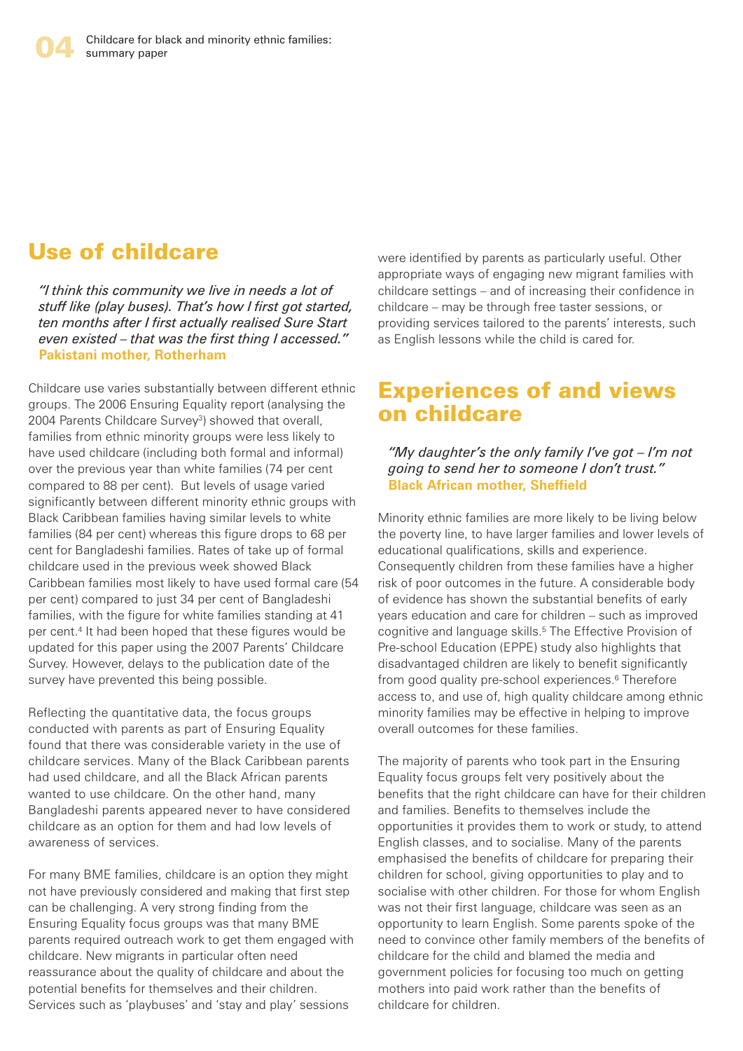## Use of childcare

*"I think this community we live in needs a lot of stuff like (play buses). That's how I first got started, ten months after I first actually realised Sure Start even existed – that was the first thing I accessed."*
**Pakistani mother, Rotherham**

Childcare use varies substantially between different ethnic groups. The 2006 Ensuring Equality report (analysing the 2004 Parents Childcare Survey[3]) showed that overall, families from ethnic minority groups were less likely to have used childcare (including both formal and informal) over the previous year than white families (74 per cent compared to 88 per cent). But levels of usage varied significantly between different minority ethnic groups with Black Caribbean families having similar levels to white families (84 per cent) whereas this figure drops to 68 per cent for Bangladeshi families. Rates of take up of formal childcare used in the previous week showed Black Caribbean families most likely to have used formal care (54 per cent) compared to just 34 per cent of Bangladeshi families, with the figure for white families standing at 41 per cent.[4] It had been hoped that these figures would be updated for this paper using the 2007 Parents' Childcare Survey. However, delays to the publication date of the survey have prevented this being possible.

Reflecting the quantitative data, the focus groups conducted with parents as part of Ensuring Equality found that there was considerable variety in the use of childcare services. Many of the Black Caribbean parents had used childcare, and all the Black African parents wanted to use childcare. On the other hand, many Bangladeshi parents appeared never to have considered childcare as an option for them and had low levels of awareness of services.

For many BME families, childcare is an option they might not have previously considered and making that first step can be challenging. A very strong finding from the Ensuring Equality focus groups was that many BME parents required outreach work to get them engaged with childcare. New migrants in particular often need reassurance about the quality of childcare and about the potential benefits for themselves and their children. Services such as 'playbuses' and 'stay and play' sessions were identified by parents as particularly useful. Other appropriate ways of engaging new migrant families with childcare settings – and of increasing their confidence in childcare – may be through free taster sessions, or providing services tailored to the parents' interests, such as English lessons while the child is cared for.

## Experiences of and views on childcare

*"My daughter's the only family I've got – I'm not going to send her to someone I don't trust."*
**Black African mother, Sheffield**

Minority ethnic families are more likely to be living below the poverty line, to have larger families and lower levels of educational qualifications, skills and experience. Consequently children from these families have a higher risk of poor outcomes in the future. A considerable body of evidence has shown the substantial benefits of early years education and care for children – such as improved cognitive and language skills.[5] The Effective Provision of Pre-school Education (EPPE) study also highlights that disadvantaged children are likely to benefit significantly from good quality pre-school experiences.[6] Therefore access to, and use of, high quality childcare among ethnic minority families may be effective in helping to improve overall outcomes for these families.

The majority of parents who took part in the Ensuring Equality focus groups felt very positively about the benefits that the right childcare can have for their children and families. Benefits to themselves include the opportunities it provides them to work or study, to attend English classes, and to socialise. Many of the parents emphasised the benefits of childcare for preparing their children for school, giving opportunities to play and to socialise with other children. For those for whom English was not their first language, childcare was seen as an opportunity to learn English. Some parents spoke of the need to convince other family members of the benefits of childcare for the child and blamed the media and government policies for focusing too much on getting mothers into paid work rather than the benefits of childcare for children.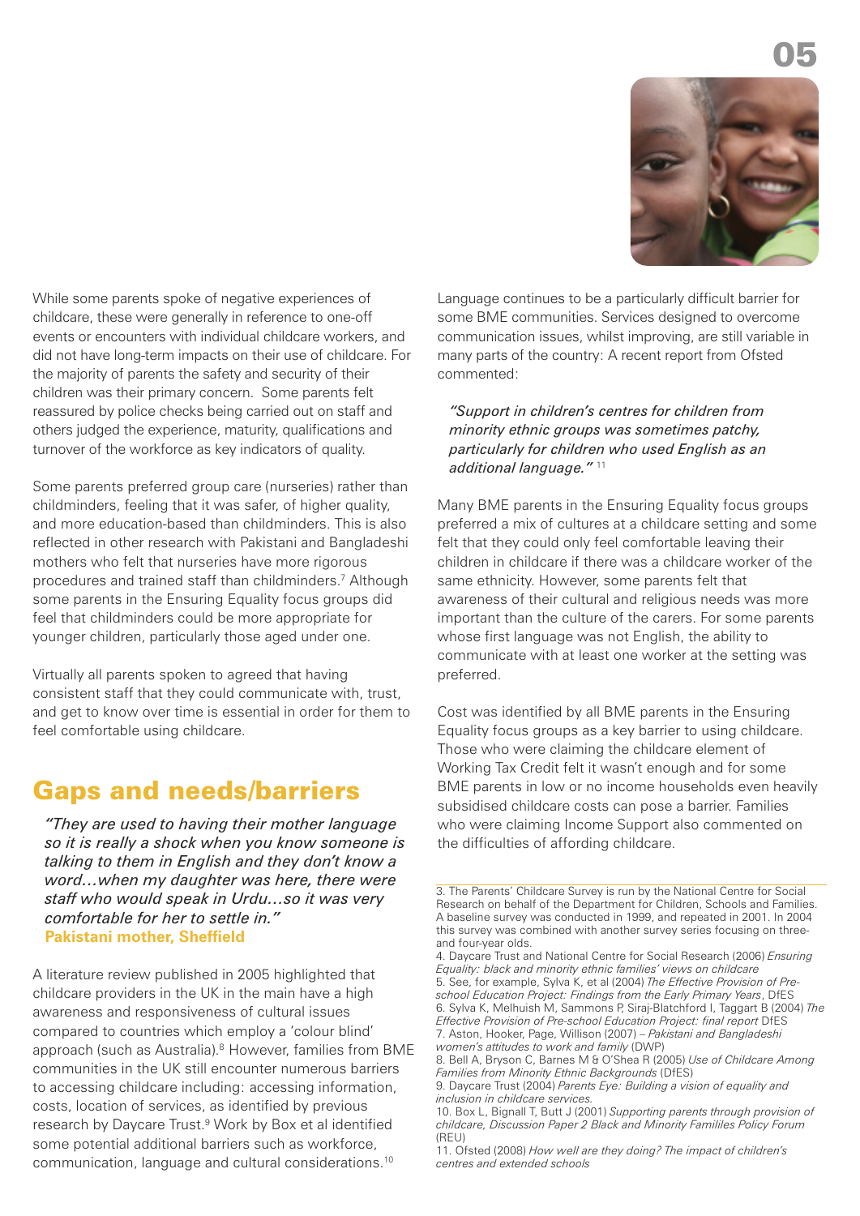While some parents spoke of negative experiences of childcare, these were generally in reference to one-off events or encounters with individual childcare workers, and did not have long-term impacts on their use of childcare. For the majority of parents the safety and security of their children was their primary concern. Some parents felt reassured by police checks being carried out on staff and others judged the experience, maturity, qualifications and turnover of the workforce as key indicators of quality.

Some parents preferred group care (nurseries) rather than childminders, feeling that it was safer, of higher quality, and more education-based than childminders. This is also reflected in other research with Pakistani and Bangladeshi mothers who felt that nurseries have more rigorous procedures and trained staff than childminders.[7] Although some parents in the Ensuring Equality focus groups did feel that childminders could be more appropriate for younger children, particularly those aged under one.

Virtually all parents spoken to agreed that having consistent staff that they could communicate with, trust, and get to know over time is essential in order for them to feel comfortable using childcare.

## Gaps and needs/barriers

*"They are used to having their mother language so it is really a shock when you know someone is talking to them in English and they don't know a word…when my daughter was here, there were staff who would speak in Urdu…so it was very comfortable for her to settle in."*
**Pakistani mother, Sheffield**

A literature review published in 2005 highlighted that childcare providers in the UK in the main have a high awareness and responsiveness of cultural issues compared to countries which employ a 'colour blind' approach (such as Australia).[8] However, families from BME communities in the UK still encounter numerous barriers to accessing childcare including: accessing information, costs, location of services, as identified by previous research by Daycare Trust.[9] Work by Box et al identified some potential additional barriers such as workforce, communication, language and cultural considerations.[10]

Language continues to be a particularly difficult barrier for some BME communities. Services designed to overcome communication issues, whilst improving, are still variable in many parts of the country: A recent report from Ofsted commented:

*"Support in children's centres for children from minority ethnic groups was sometimes patchy, particularly for children who used English as an additional language."* [11]

Many BME parents in the Ensuring Equality focus groups preferred a mix of cultures at a childcare setting and some felt that they could only feel comfortable leaving their children in childcare if there was a childcare worker of the same ethnicity. However, some parents felt that awareness of their cultural and religious needs was more important than the culture of the carers. For some parents whose first language was not English, the ability to communicate with at least one worker at the setting was preferred.

Cost was identified by all BME parents in the Ensuring Equality focus groups as a key barrier to using childcare. Those who were claiming the childcare element of Working Tax Credit felt it wasn't enough and for some BME parents in low or no income households even heavily subsidised childcare costs can pose a barrier. Families who were claiming Income Support also commented on the difficulties of affording childcare.

---

3. The Parents' Childcare Survey is run by the National Centre for Social Research on behalf of the Department for Children, Schools and Families. A baseline survey was conducted in 1999, and repeated in 2001. In 2004 this survey was combined with another survey series focusing on three- and four-year olds.
4. Daycare Trust and National Centre for Social Research (2006) *Ensuring Equality: black and minority ethnic families' views on childcare*
5. See, for example, Sylva K, et al (2004) *The Effective Provision of Pre-school Education Project: Findings from the Early Primary Years*, DfES
6. Sylva K, Melhuish M, Sammons P, Siraj-Blatchford I, Taggart B (2004) *The Effective Provision of Pre-school Education Project: final report* DfES
7. Aston, Hooker, Page, Willison (2007) – *Pakistani and Bangladeshi women's attitudes to work and family* (DWP)
8. Bell A, Bryson C, Barnes M & O'Shea R (2005) *Use of Childcare Among Families from Minority Ethnic Backgrounds* (DfES)
9. Daycare Trust (2004) *Parents Eye: Building a vision of equality and inclusion in childcare services.*
10. Box L, Bignall T, Butt J (2001) *Supporting parents through provision of childcare, Discussion Paper 2 Black and Minority Famililes Policy Forum* (REU)
11. Ofsted (2008) *How well are they doing? The impact of children's centres and extended schools*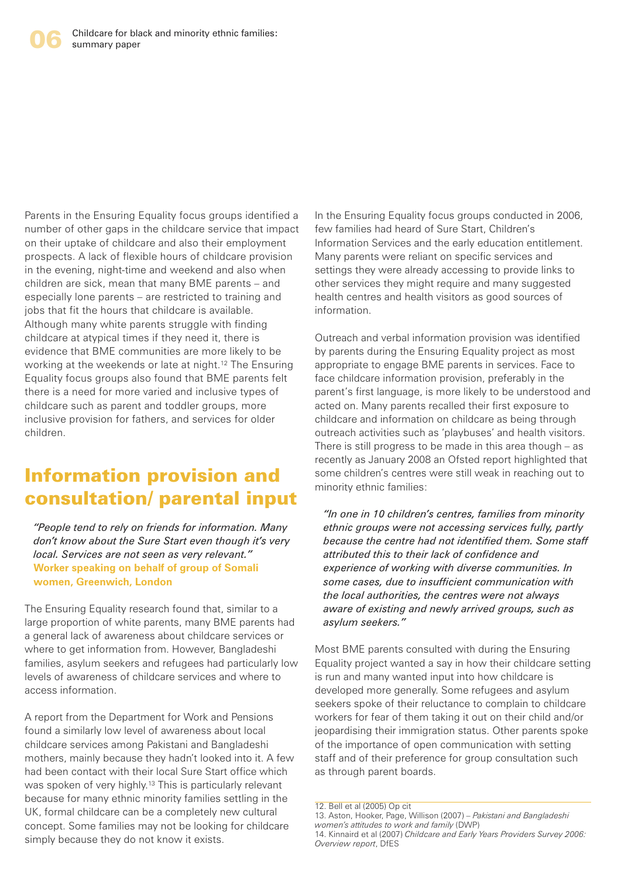Parents in the Ensuring Equality focus groups identified a number of other gaps in the childcare service that impact on their uptake of childcare and also their employment prospects. A lack of flexible hours of childcare provision in the evening, night-time and weekend and also when children are sick, mean that many BME parents – and especially lone parents – are restricted to training and jobs that fit the hours that childcare is available. Although many white parents struggle with finding childcare at atypical times if they need it, there is evidence that BME communities are more likely to be working at the weekends or late at night.[12] The Ensuring Equality focus groups also found that BME parents felt there is a need for more varied and inclusive types of childcare such as parent and toddler groups, more inclusive provision for fathers, and services for older children.

## Information provision and consultation/ parental input

> *"People tend to rely on friends for information. Many don't know about the Sure Start even though it's very local. Services are not seen as very relevant."*
> **Worker speaking on behalf of group of Somali women, Greenwich, London**

The Ensuring Equality research found that, similar to a large proportion of white parents, many BME parents had a general lack of awareness about childcare services or where to get information from. However, Bangladeshi families, asylum seekers and refugees had particularly low levels of awareness of childcare services and where to access information.

A report from the Department for Work and Pensions found a similarly low level of awareness about local childcare services among Pakistani and Bangladeshi mothers, mainly because they hadn't looked into it. A few had been contact with their local Sure Start office which was spoken of very highly.[13] This is particularly relevant because for many ethnic minority families settling in the UK, formal childcare can be a completely new cultural concept. Some families may not be looking for childcare simply because they do not know it exists.

In the Ensuring Equality focus groups conducted in 2006, few families had heard of Sure Start, Children's Information Services and the early education entitlement. Many parents were reliant on specific services and settings they were already accessing to provide links to other services they might require and many suggested health centres and health visitors as good sources of information.

Outreach and verbal information provision was identified by parents during the Ensuring Equality project as most appropriate to engage BME parents in services. Face to face childcare information provision, preferably in the parent's first language, is more likely to be understood and acted on. Many parents recalled their first exposure to childcare and information on childcare as being through outreach activities such as 'playbuses' and health visitors. There is still progress to be made in this area though – as recently as January 2008 an Ofsted report highlighted that some children's centres were still weak in reaching out to minority ethnic families:

> *"In one in 10 children's centres, families from minority ethnic groups were not accessing services fully, partly because the centre had not identified them. Some staff attributed this to their lack of confidence and experience of working with diverse communities. In some cases, due to insufficient communication with the local authorities, the centres were not always aware of existing and newly arrived groups, such as asylum seekers."*

Most BME parents consulted with during the Ensuring Equality project wanted a say in how their childcare setting is run and many wanted input into how childcare is developed more generally. Some refugees and asylum seekers spoke of their reluctance to complain to childcare workers for fear of them taking it out on their child and/or jeopardising their immigration status. Other parents spoke of the importance of open communication with setting staff and of their preference for group consultation such as through parent boards.

---

12. Bell et al (2005) Op cit
13. Aston, Hooker, Page, Willison (2007) – *Pakistani and Bangladeshi women's attitudes to work and family* (DWP)
14. Kinnaird et al (2007) *Childcare and Early Years Providers Survey 2006: Overview report*, DfES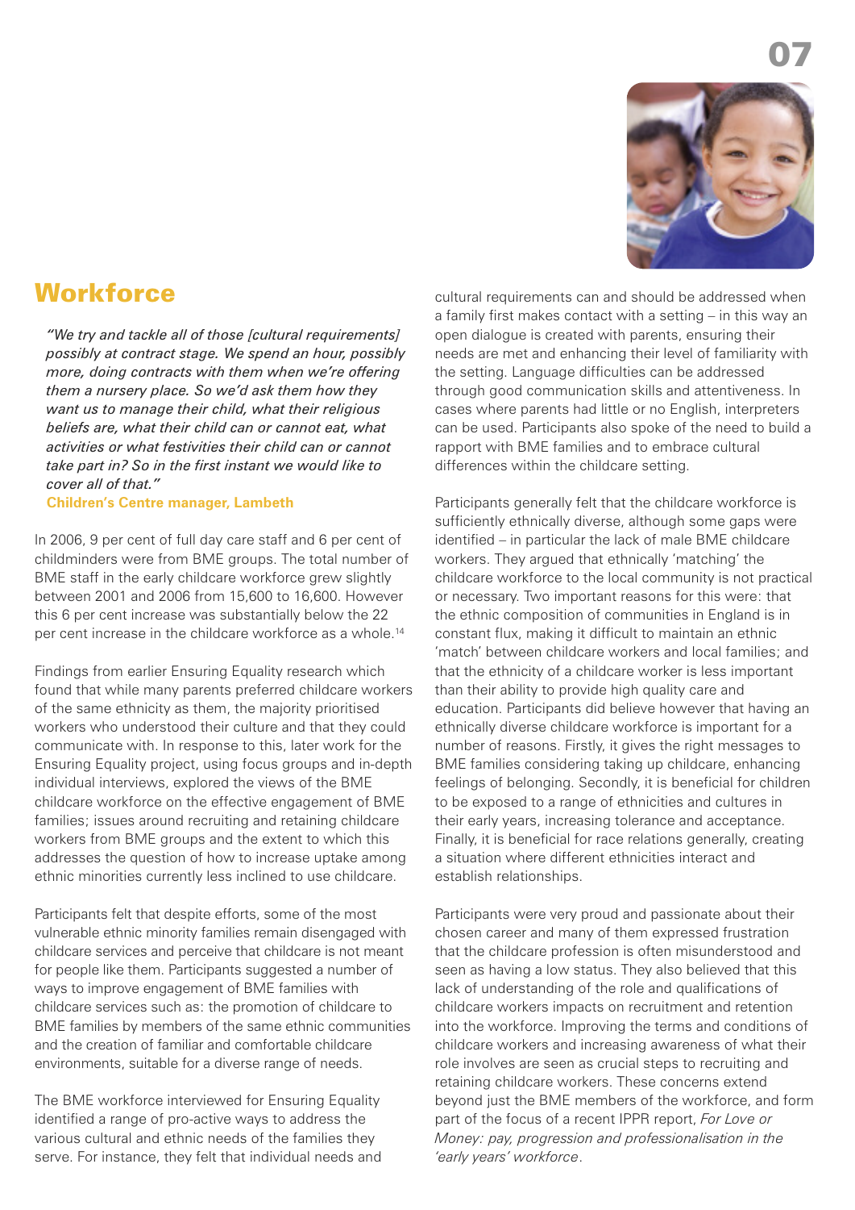# Workforce

*"We try and tackle all of those [cultural requirements] possibly at contract stage. We spend an hour, possibly more, doing contracts with them when we're offering them a nursery place. So we'd ask them how they want us to manage their child, what their religious beliefs are, what their child can or cannot eat, what activities or what festivities their child can or cannot take part in? So in the first instant we would like to cover all of that."*

**Children's Centre manager, Lambeth**

In 2006, 9 per cent of full day care staff and 6 per cent of childminders were from BME groups. The total number of BME staff in the early childcare workforce grew slightly between 2001 and 2006 from 15,600 to 16,600. However this 6 per cent increase was substantially below the 22 per cent increase in the childcare workforce as a whole.[14]

Findings from earlier Ensuring Equality research which found that while many parents preferred childcare workers of the same ethnicity as them, the majority prioritised workers who understood their culture and that they could communicate with. In response to this, later work for the Ensuring Equality project, using focus groups and in-depth individual interviews, explored the views of the BME childcare workforce on the effective engagement of BME families; issues around recruiting and retaining childcare workers from BME groups and the extent to which this addresses the question of how to increase uptake among ethnic minorities currently less inclined to use childcare.

Participants felt that despite efforts, some of the most vulnerable ethnic minority families remain disengaged with childcare services and perceive that childcare is not meant for people like them. Participants suggested a number of ways to improve engagement of BME families with childcare services such as: the promotion of childcare to BME families by members of the same ethnic communities and the creation of familiar and comfortable childcare environments, suitable for a diverse range of needs.

The BME workforce interviewed for Ensuring Equality identified a range of pro-active ways to address the various cultural and ethnic needs of the families they serve. For instance, they felt that individual needs and cultural requirements can and should be addressed when a family first makes contact with a setting – in this way an open dialogue is created with parents, ensuring their needs are met and enhancing their level of familiarity with the setting. Language difficulties can be addressed through good communication skills and attentiveness. In cases where parents had little or no English, interpreters can be used. Participants also spoke of the need to build a rapport with BME families and to embrace cultural differences within the childcare setting.

Participants generally felt that the childcare workforce is sufficiently ethnically diverse, although some gaps were identified – in particular the lack of male BME childcare workers. They argued that ethnically 'matching' the childcare workforce to the local community is not practical or necessary. Two important reasons for this were: that the ethnic composition of communities in England is in constant flux, making it difficult to maintain an ethnic 'match' between childcare workers and local families; and that the ethnicity of a childcare worker is less important than their ability to provide high quality care and education. Participants did believe however that having an ethnically diverse childcare workforce is important for a number of reasons. Firstly, it gives the right messages to BME families considering taking up childcare, enhancing feelings of belonging. Secondly, it is beneficial for children to be exposed to a range of ethnicities and cultures in their early years, increasing tolerance and acceptance. Finally, it is beneficial for race relations generally, creating a situation where different ethnicities interact and establish relationships.

Participants were very proud and passionate about their chosen career and many of them expressed frustration that the childcare profession is often misunderstood and seen as having a low status. They also believed that this lack of understanding of the role and qualifications of childcare workers impacts on recruitment and retention into the workforce. Improving the terms and conditions of childcare workers and increasing awareness of what their role involves are seen as crucial steps to recruiting and retaining childcare workers. These concerns extend beyond just the BME members of the workforce, and form part of the focus of a recent IPPR report, *For Love or Money: pay, progression and professionalisation in the 'early years' workforce*.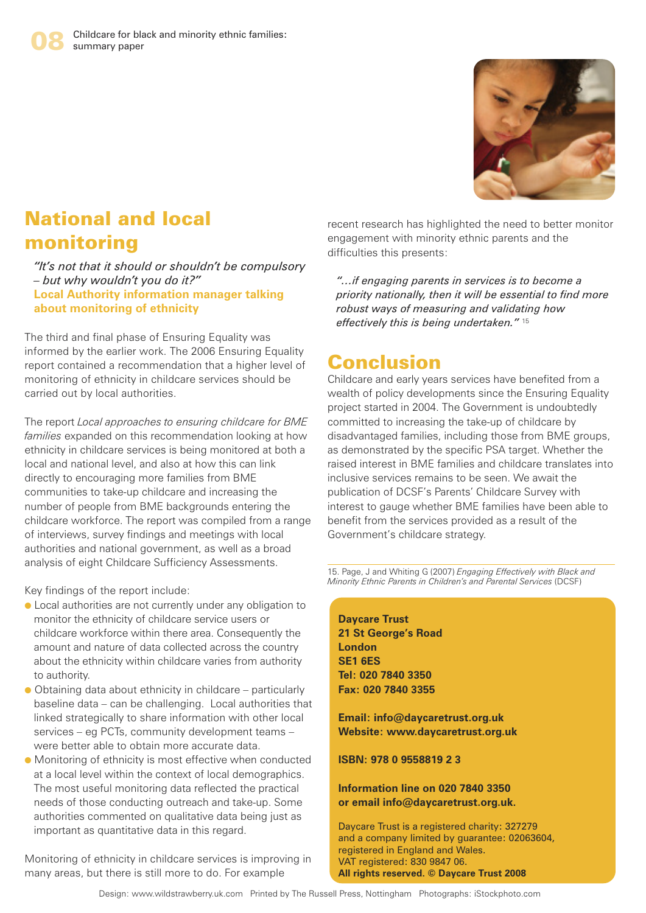## National and local monitoring

*"It's not that it should or shouldn't be compulsory – but why wouldn't you do it?"*
**Local Authority information manager talking about monitoring of ethnicity**

The third and final phase of Ensuring Equality was informed by the earlier work. The 2006 Ensuring Equality report contained a recommendation that a higher level of monitoring of ethnicity in childcare services should be carried out by local authorities.

The report *Local approaches to ensuring childcare for BME families* expanded on this recommendation looking at how ethnicity in childcare services is being monitored at both a local and national level, and also at how this can link directly to encouraging more families from BME communities to take-up childcare and increasing the number of people from BME backgrounds entering the childcare workforce. The report was compiled from a range of interviews, survey findings and meetings with local authorities and national government, as well as a broad analysis of eight Childcare Sufficiency Assessments.

Key findings of the report include:

- Local authorities are not currently under any obligation to monitor the ethnicity of childcare service users or childcare workforce within there area. Consequently the amount and nature of data collected across the country about the ethnicity within childcare varies from authority to authority.
- Obtaining data about ethnicity in childcare – particularly baseline data – can be challenging. Local authorities that linked strategically to share information with other local services – eg PCTs, community development teams – were better able to obtain more accurate data.
- Monitoring of ethnicity is most effective when conducted at a local level within the context of local demographics. The most useful monitoring data reflected the practical needs of those conducting outreach and take-up. Some authorities commented on qualitative data being just as important as quantitative data in this regard.

Monitoring of ethnicity in childcare services is improving in many areas, but there is still more to do. For example recent research has highlighted the need to better monitor engagement with minority ethnic parents and the difficulties this presents:

*"...if engaging parents in services is to become a priority nationally, then it will be essential to find more robust ways of measuring and validating how effectively this is being undertaken."* [15]

## Conclusion

Childcare and early years services have benefited from a wealth of policy developments since the Ensuring Equality project started in 2004. The Government is undoubtedly committed to increasing the take-up of childcare by disadvantaged families, including those from BME groups, as demonstrated by the specific PSA target. Whether the raised interest in BME families and childcare translates into inclusive services remains to be seen. We await the publication of DCSF's Parents' Childcare Survey with interest to gauge whether BME families have been able to benefit from the services provided as a result of the Government's childcare strategy.

15. Page, J and Whiting G (2007) *Engaging Effectively with Black and Minority Ethnic Parents in Children's and Parental Services* (DCSF)

**Daycare Trust**
**21 St George's Road**
**London**
**SE1 6ES**
**Tel: 020 7840 3350**
**Fax: 020 7840 3355**

**Email: info@daycaretrust.org.uk**
**Website: www.daycaretrust.org.uk**

**ISBN: 978 0 9558819 2 3**

**Information line on 020 7840 3350**
**or email info@daycaretrust.org.uk.**

Daycare Trust is a registered charity: 327279
and a company limited by guarantee: 02063604,
registered in England and Wales.
VAT registered: 830 9847 06.
**All rights reserved. © Daycare Trust 2008**

Design: www.wildstrawberry.uk.com Printed by The Russell Press, Nottingham Photographs: iStockphoto.com